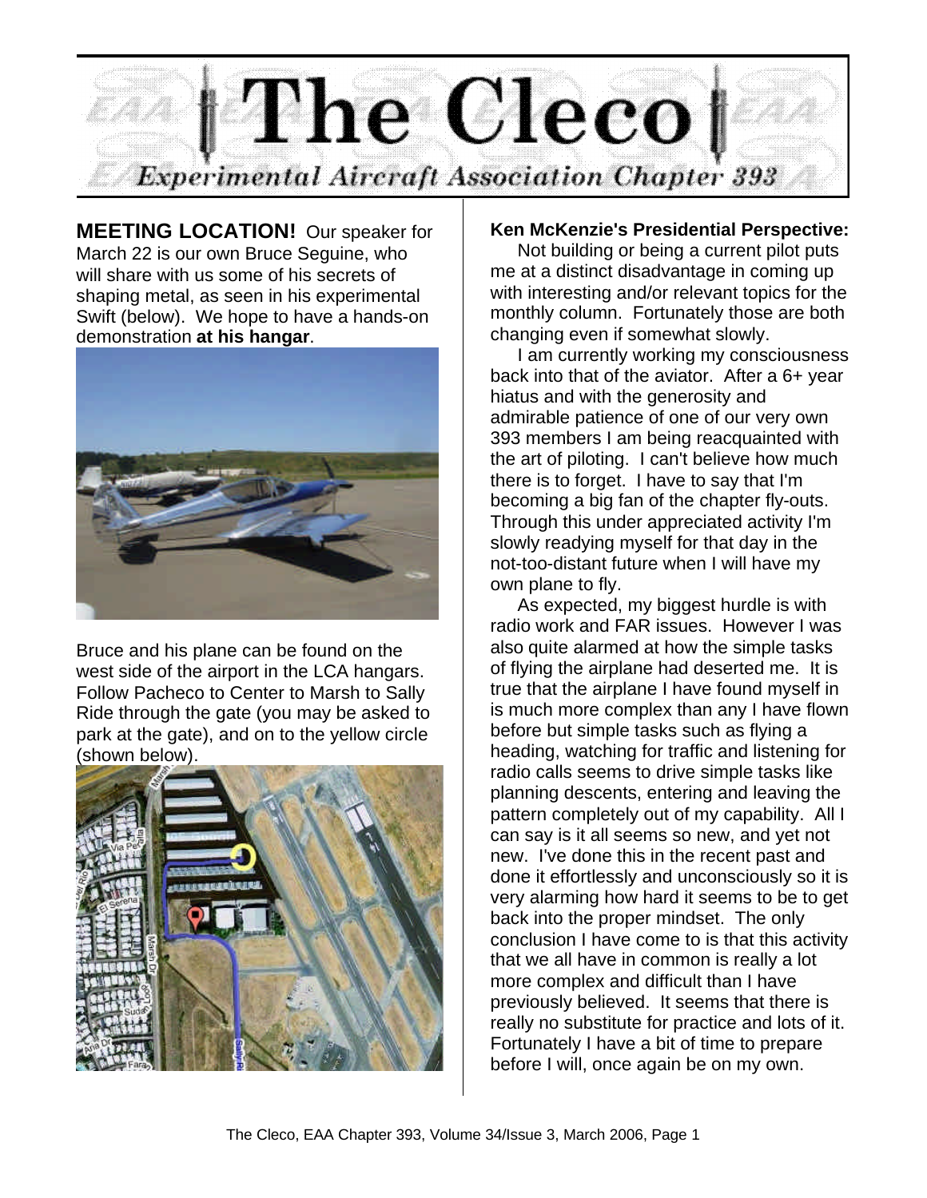# The Cleco

*Experimental Aircraft Association Chapter 393*

**MEETING LOCATION!** Our speaker for March 22 is our own Bruce Seguine, who will share with us some of his secrets of shaping metal, as seen in his experimental Swift (below). We hope to have a hands-on demonstration **at his hangar**.

Bruce and his plane can be found on the west side of the airport in the LCA hangars. Follow Pacheco to Center to Marsh to Sally Ride through the gate (you may be asked to park at the gate), and on to the yellow circle (shown below).

**Ken McKenzie's Presidential Perspective:**

Not building or being a current pilot puts me at a distinct disadvantage in coming up with interesting and/or relevant topics for the monthly column. Fortunately those are both changing even if somewhat slowly.

I am currently working my consciousness back into that of the aviator. After a 6+ year hiatus and with the generosity and admirable patience of one of our very own 393 members I am being reacquainted with the art of piloting. I can't believe how much there is to forget. I have to say that I'm becoming a big fan of the chapter fly-outs. Through this under appreciated activity I'm slowly readying myself for that day in the not-too-distant future when I will have my own plane to fly.

As expected, my biggest hurdle is with radio work and FAR issues. However I was also quite alarmed at how the simple tasks of flying the airplane had deserted me. It is true that the airplane I have found myself in is much more complex than any I have flown before but simple tasks such as flying a heading, watching for traffic and listening for radio calls seems to drive simple tasks like planning descents, entering and leaving the pattern completely out of my capability. All I can say is it all seems so new, and yet not new. I've done this in the recent past and done it effortlessly and unconsciously so it is very alarming how hard it seems to be to get back into the proper mindset. The only conclusion I have come to is that this activity that we all have in common is really a lot more complex and difficult than I have previously believed. It seems that there is really no substitute for practice and lots of it. Fortunately I have a bit of time to prepare before I will, once again be on my own.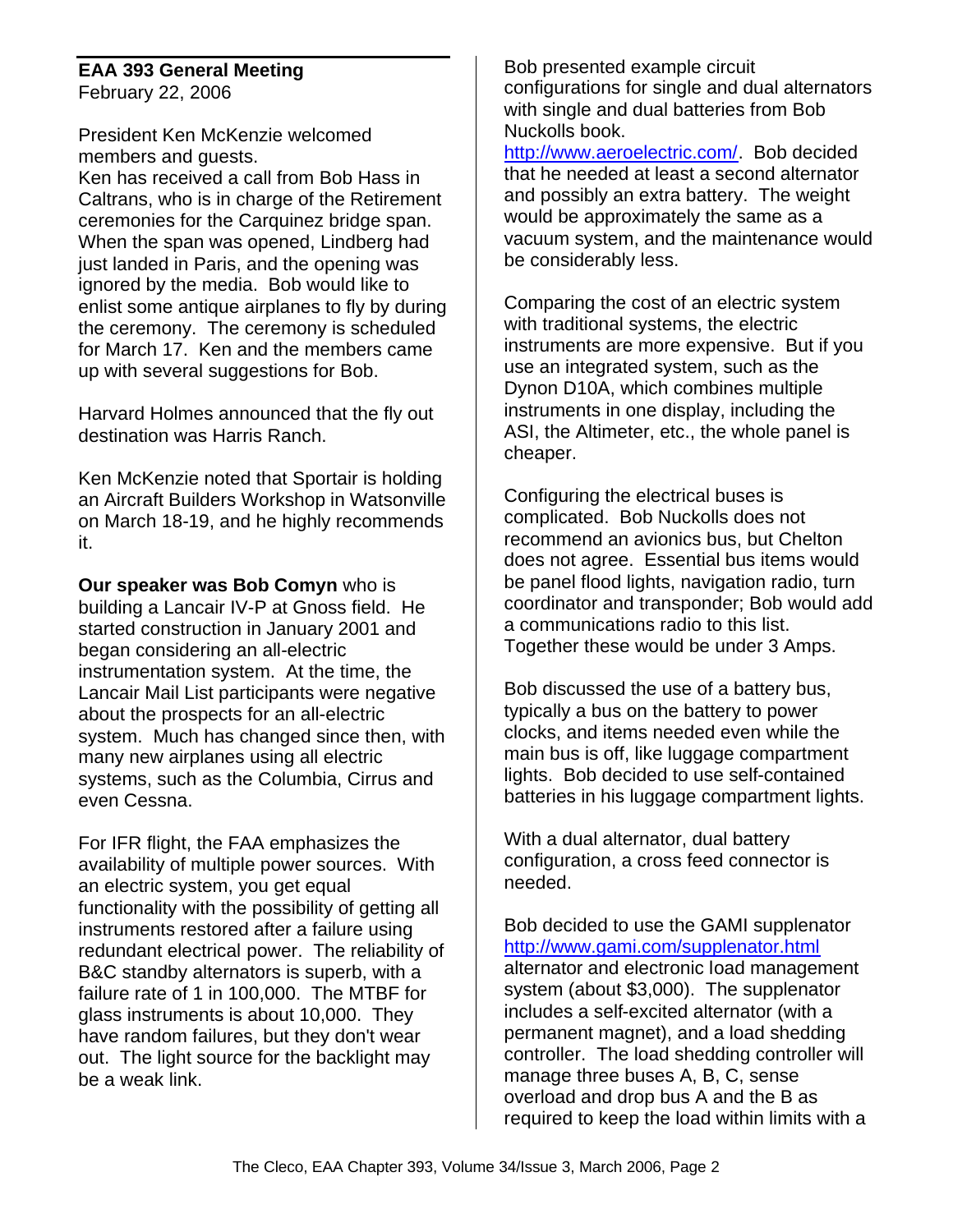## EAA 393 General Meeting

February 22, 2006

President Ken McKenzie welcomed members and guests.
Ken has received a call from Bob Hass in Caltrans, who is in charge of the Retirement ceremonies for the Carquinez bridge span. When the span was opened, Lindberg had just landed in Paris, and the opening was ignored by the media. Bob would like to enlist some antique airplanes to fly by during the ceremony. The ceremony is scheduled for March 17. Ken and the members came up with several suggestions for Bob.

Harvard Holmes announced that the fly out destination was Harris Ranch.

Ken McKenzie noted that Sportair is holding an Aircraft Builders Workshop in Watsonville on March 18-19, and he highly recommends it.

**Our speaker was Bob Comyn** who is building a Lancair IV-P at Gnoss field. He started construction in January 2001 and began considering an all-electric instrumentation system. At the time, the Lancair Mail List participants were negative about the prospects for an all-electric system. Much has changed since then, with many new airplanes using all electric systems, such as the Columbia, Cirrus and even Cessna.

For IFR flight, the FAA emphasizes the availability of multiple power sources. With an electric system, you get equal functionality with the possibility of getting all instruments restored after a failure using redundant electrical power. The reliability of B&C standby alternators is superb, with a failure rate of 1 in 100,000. The MTBF for glass instruments is about 10,000. They have random failures, but they don't wear out. The light source for the backlight may be a weak link.

Bob presented example circuit configurations for single and dual alternators with single and dual batteries from Bob Nuckolls book.
http://www.aeroelectric.com/. Bob decided that he needed at least a second alternator and possibly an extra battery. The weight would be approximately the same as a vacuum system, and the maintenance would be considerably less.

Comparing the cost of an electric system with traditional systems, the electric instruments are more expensive. But if you use an integrated system, such as the Dynon D10A, which combines multiple instruments in one display, including the ASI, the Altimeter, etc., the whole panel is cheaper.

Configuring the electrical buses is complicated. Bob Nuckolls does not recommend an avionics bus, but Chelton does not agree. Essential bus items would be panel flood lights, navigation radio, turn coordinator and transponder; Bob would add a communications radio to this list. Together these would be under 3 Amps.

Bob discussed the use of a battery bus, typically a bus on the battery to power clocks, and items needed even while the main bus is off, like luggage compartment lights. Bob decided to use self-contained batteries in his luggage compartment lights.

With a dual alternator, dual battery configuration, a cross feed connector is needed.

Bob decided to use the GAMI supplenator http://www.gami.com/supplenator.html alternator and electronic load management system (about $3,000). The supplenator includes a self-excited alternator (with a permanent magnet), and a load shedding controller. The load shedding controller will manage three buses A, B, C, sense overload and drop bus A and the B as required to keep the load within limits with a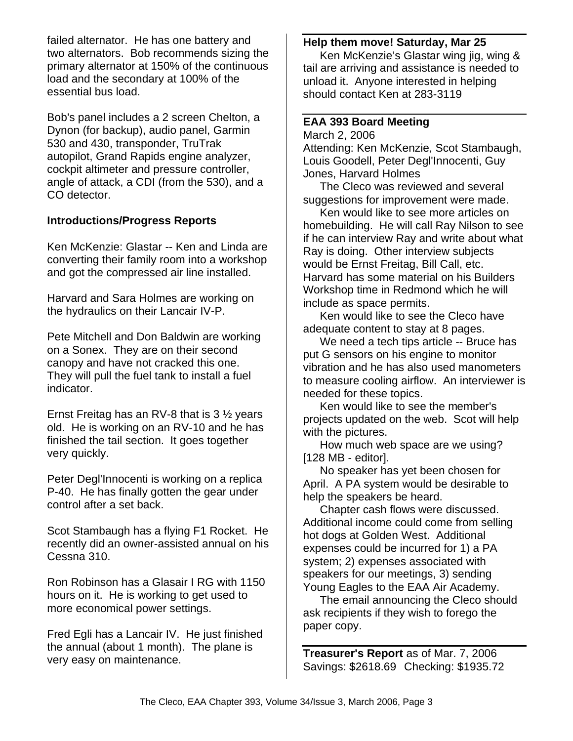failed alternator. He has one battery and two alternators. Bob recommends sizing the primary alternator at 150% of the continuous load and the secondary at 100% of the essential bus load.

Bob's panel includes a 2 screen Chelton, a Dynon (for backup), audio panel, Garmin 530 and 430, transponder, TruTrak autopilot, Grand Rapids engine analyzer, cockpit altimeter and pressure controller, angle of attack, a CDI (from the 530), and a CO detector.

**Introductions/Progress Reports**

Ken McKenzie: Glastar -- Ken and Linda are converting their family room into a workshop and got the compressed air line installed.

Harvard and Sara Holmes are working on the hydraulics on their Lancair IV-P.

Pete Mitchell and Don Baldwin are working on a Sonex. They are on their second canopy and have not cracked this one. They will pull the fuel tank to install a fuel indicator.

Ernst Freitag has an RV-8 that is 3 ½ years old. He is working on an RV-10 and he has finished the tail section. It goes together very quickly.

Peter Degl'Innocenti is working on a replica P-40. He has finally gotten the gear under control after a set back.

Scot Stambaugh has a flying F1 Rocket. He recently did an owner-assisted annual on his Cessna 310.

Ron Robinson has a Glasair I RG with 1150 hours on it. He is working to get used to more economical power settings.

Fred Egli has a Lancair IV. He just finished the annual (about 1 month). The plane is very easy on maintenance.

**Help them move! Saturday, Mar 25**

Ken McKenzie's Glastar wing jig, wing & tail are arriving and assistance is needed to unload it. Anyone interested in helping should contact Ken at 283-3119

**EAA 393 Board Meeting**

March 2, 2006

Attending: Ken McKenzie, Scot Stambaugh, Louis Goodell, Peter Degl'Innocenti, Guy Jones, Harvard Holmes

The Cleco was reviewed and several suggestions for improvement were made.

Ken would like to see more articles on homebuilding. He will call Ray Nilson to see if he can interview Ray and write about what Ray is doing. Other interview subjects would be Ernst Freitag, Bill Call, etc. Harvard has some material on his Builders Workshop time in Redmond which he will include as space permits.

Ken would like to see the Cleco have adequate content to stay at 8 pages.

We need a tech tips article -- Bruce has put G sensors on his engine to monitor vibration and he has also used manometers to measure cooling airflow. An interviewer is needed for these topics.

Ken would like to see the member's projects updated on the web. Scot will help with the pictures.

How much web space are we using? [128 MB - editor].

No speaker has yet been chosen for April. A PA system would be desirable to help the speakers be heard.

Chapter cash flows were discussed. Additional income could come from selling hot dogs at Golden West. Additional expenses could be incurred for 1) a PA system; 2) expenses associated with speakers for our meetings, 3) sending Young Eagles to the EAA Air Academy.

The email announcing the Cleco should ask recipients if they wish to forego the paper copy.

**Treasurer's Report** as of Mar. 7, 2006

Savings: $2618.69 Checking: $1935.72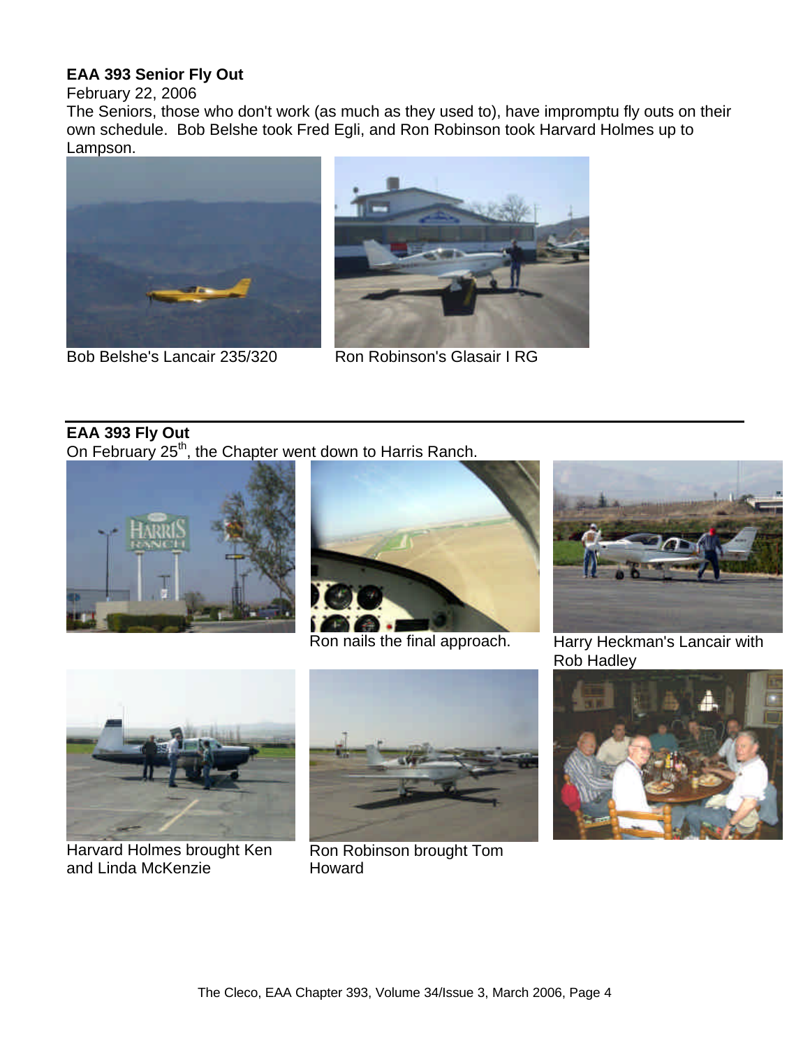## EAA 393 Senior Fly Out

February 22, 2006

The Seniors, those who don't work (as much as they used to), have impromptu fly outs on their own schedule. Bob Belshe took Fred Egli, and Ron Robinson took Harvard Holmes up to Lampson.

Bob Belshe's Lancair 235/320

Ron Robinson's Glasair I RG

---

## EAA 393 Fly Out

On February 25th, the Chapter went down to Harris Ranch.

Ron nails the final approach.

Harry Heckman's Lancair with Rob Hadley

Harvard Holmes brought Ken and Linda McKenzie

Ron Robinson brought Tom Howard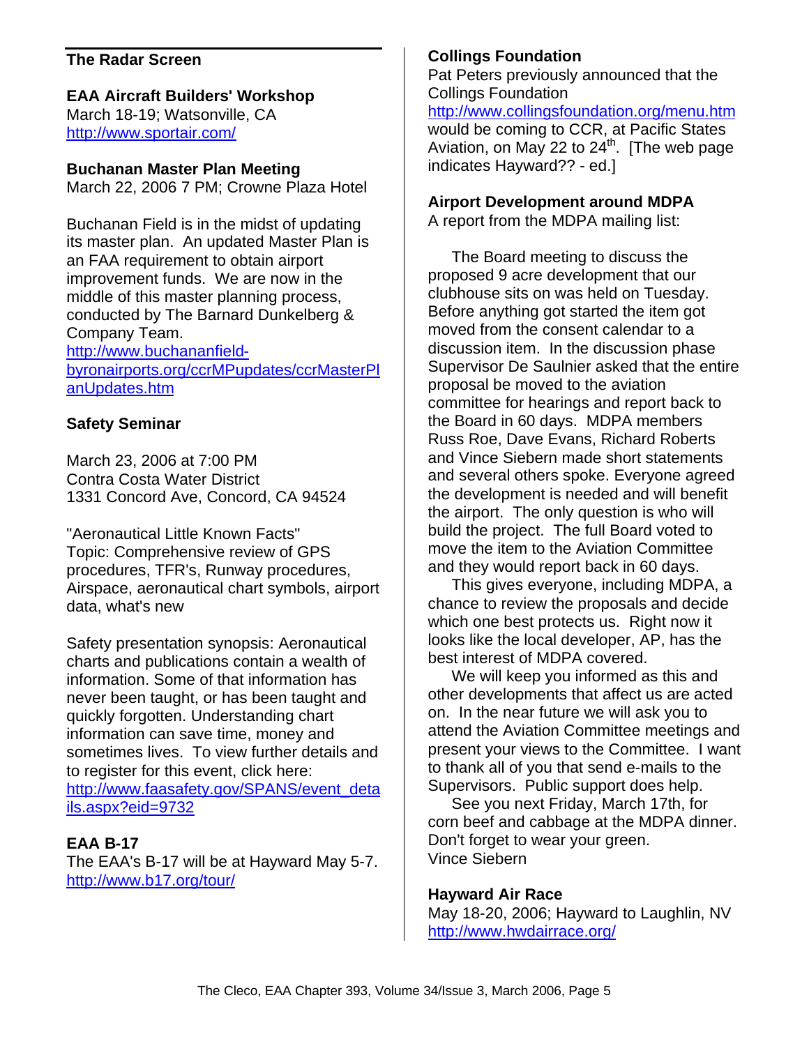## The Radar Screen

**EAA Aircraft Builders' Workshop**
March 18-19; Watsonville, CA
http://www.sportair.com/

**Buchanan Master Plan Meeting**
March 22, 2006 7 PM; Crowne Plaza Hotel

Buchanan Field is in the midst of updating its master plan. An updated Master Plan is an FAA requirement to obtain airport improvement funds. We are now in the middle of this master planning process, conducted by The Barnard Dunkelberg & Company Team.
http://www.buchananfield-byronairports.org/ccrMPupdates/ccrMasterPlanUpdates.htm

**Safety Seminar**

March 23, 2006 at 7:00 PM
Contra Costa Water District
1331 Concord Ave, Concord, CA 94524

"Aeronautical Little Known Facts"
Topic: Comprehensive review of GPS procedures, TFR's, Runway procedures, Airspace, aeronautical chart symbols, airport data, what's new

Safety presentation synopsis: Aeronautical charts and publications contain a wealth of information. Some of that information has never been taught, or has been taught and quickly forgotten. Understanding chart information can save time, money and sometimes lives. To view further details and to register for this event, click here:
http://www.faasafety.gov/SPANS/event_details.aspx?eid=9732

**EAA B-17**
The EAA's B-17 will be at Hayward May 5-7.
http://www.b17.org/tour/

**Collings Foundation**
Pat Peters previously announced that the Collings Foundation
http://www.collingsfoundation.org/menu.htm
would be coming to CCR, at Pacific States Aviation, on May 22 to 24th. [The web page indicates Hayward?? - ed.]

**Airport Development around MDPA**
A report from the MDPA mailing list:

The Board meeting to discuss the proposed 9 acre development that our clubhouse sits on was held on Tuesday. Before anything got started the item got moved from the consent calendar to a discussion item. In the discussion phase Supervisor De Saulnier asked that the entire proposal be moved to the aviation committee for hearings and report back to the Board in 60 days. MDPA members Russ Roe, Dave Evans, Richard Roberts and Vince Siebern made short statements and several others spoke. Everyone agreed the development is needed and will benefit the airport. The only question is who will build the project. The full Board voted to move the item to the Aviation Committee and they would report back in 60 days.

This gives everyone, including MDPA, a chance to review the proposals and decide which one best protects us. Right now it looks like the local developer, AP, has the best interest of MDPA covered.

We will keep you informed as this and other developments that affect us are acted on. In the near future we will ask you to attend the Aviation Committee meetings and present your views to the Committee. I want to thank all of you that send e-mails to the Supervisors. Public support does help.

See you next Friday, March 17th, for corn beef and cabbage at the MDPA dinner. Don't forget to wear your green.
Vince Siebern

**Hayward Air Race**
May 18-20, 2006; Hayward to Laughlin, NV
http://www.hwdairrace.org/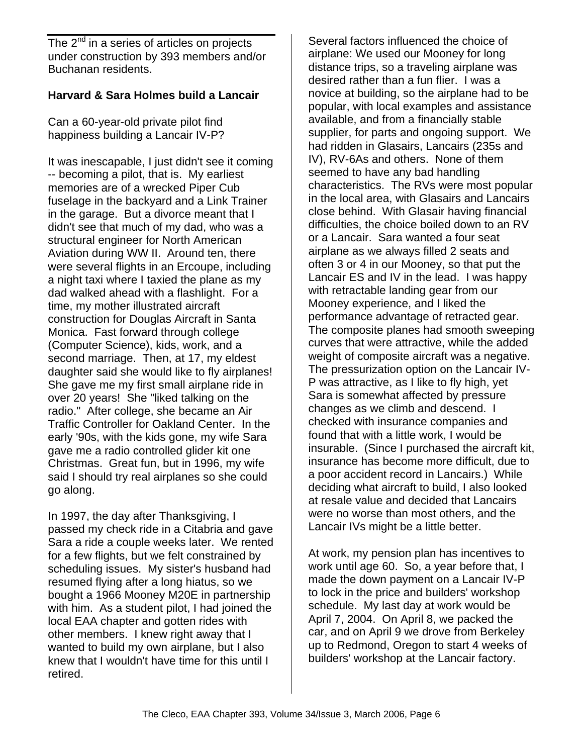The 2nd in a series of articles on projects under construction by 393 members and/or Buchanan residents.

**Harvard & Sara Holmes build a Lancair**

Can a 60-year-old private pilot find happiness building a Lancair IV-P?

It was inescapable, I just didn't see it coming -- becoming a pilot, that is. My earliest memories are of a wrecked Piper Cub fuselage in the backyard and a Link Trainer in the garage. But a divorce meant that I didn't see that much of my dad, who was a structural engineer for North American Aviation during WW II. Around ten, there were several flights in an Ercoupe, including a night taxi where I taxied the plane as my dad walked ahead with a flashlight. For a time, my mother illustrated aircraft construction for Douglas Aircraft in Santa Monica. Fast forward through college (Computer Science), kids, work, and a second marriage. Then, at 17, my eldest daughter said she would like to fly airplanes! She gave me my first small airplane ride in over 20 years! She "liked talking on the radio." After college, she became an Air Traffic Controller for Oakland Center. In the early '90s, with the kids gone, my wife Sara gave me a radio controlled glider kit one Christmas. Great fun, but in 1996, my wife said I should try real airplanes so she could go along.

In 1997, the day after Thanksgiving, I passed my check ride in a Citabria and gave Sara a ride a couple weeks later. We rented for a few flights, but we felt constrained by scheduling issues. My sister's husband had resumed flying after a long hiatus, so we bought a 1966 Mooney M20E in partnership with him. As a student pilot, I had joined the local EAA chapter and gotten rides with other members. I knew right away that I wanted to build my own airplane, but I also knew that I wouldn't have time for this until I retired.

Several factors influenced the choice of airplane: We used our Mooney for long distance trips, so a traveling airplane was desired rather than a fun flier. I was a novice at building, so the airplane had to be popular, with local examples and assistance available, and from a financially stable supplier, for parts and ongoing support. We had ridden in Glasairs, Lancairs (235s and IV), RV-6As and others. None of them seemed to have any bad handling characteristics. The RVs were most popular in the local area, with Glasairs and Lancairs close behind. With Glasair having financial difficulties, the choice boiled down to an RV or a Lancair. Sara wanted a four seat airplane as we always filled 2 seats and often 3 or 4 in our Mooney, so that put the Lancair ES and IV in the lead. I was happy with retractable landing gear from our Mooney experience, and I liked the performance advantage of retracted gear. The composite planes had smooth sweeping curves that were attractive, while the added weight of composite aircraft was a negative. The pressurization option on the Lancair IV-P was attractive, as I like to fly high, yet Sara is somewhat affected by pressure changes as we climb and descend. I checked with insurance companies and found that with a little work, I would be insurable. (Since I purchased the aircraft kit, insurance has become more difficult, due to a poor accident record in Lancairs.) While deciding what aircraft to build, I also looked at resale value and decided that Lancairs were no worse than most others, and the Lancair IVs might be a little better.

At work, my pension plan has incentives to work until age 60. So, a year before that, I made the down payment on a Lancair IV-P to lock in the price and builders' workshop schedule. My last day at work would be April 7, 2004. On April 8, we packed the car, and on April 9 we drove from Berkeley up to Redmond, Oregon to start 4 weeks of builders' workshop at the Lancair factory.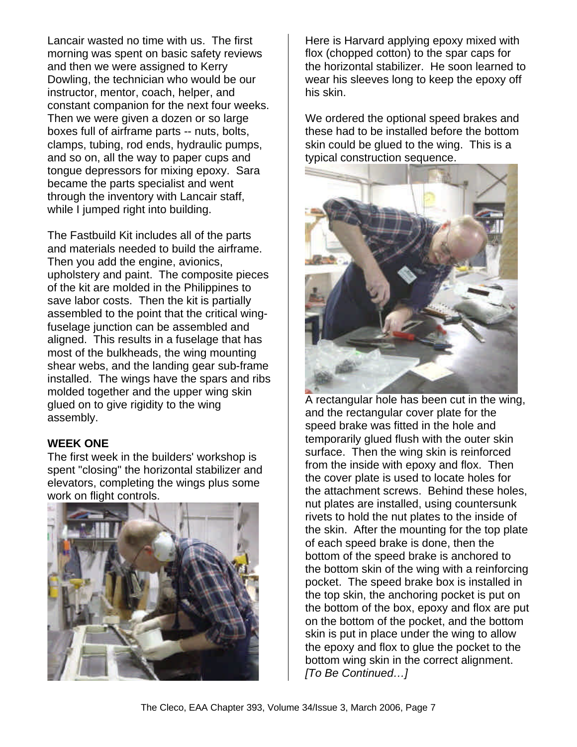Lancair wasted no time with us. The first morning was spent on basic safety reviews and then we were assigned to Kerry Dowling, the technician who would be our instructor, mentor, coach, helper, and constant companion for the next four weeks. Then we were given a dozen or so large boxes full of airframe parts -- nuts, bolts, clamps, tubing, rod ends, hydraulic pumps, and so on, all the way to paper cups and tongue depressors for mixing epoxy. Sara became the parts specialist and went through the inventory with Lancair staff, while I jumped right into building.

The Fastbuild Kit includes all of the parts and materials needed to build the airframe. Then you add the engine, avionics, upholstery and paint. The composite pieces of the kit are molded in the Philippines to save labor costs. Then the kit is partially assembled to the point that the critical wing-fuselage junction can be assembled and aligned. This results in a fuselage that has most of the bulkheads, the wing mounting shear webs, and the landing gear sub-frame installed. The wings have the spars and ribs molded together and the upper wing skin glued on to give rigidity to the wing assembly.

**WEEK ONE**

The first week in the builders' workshop is spent "closing" the horizontal stabilizer and elevators, completing the wings plus some work on flight controls.

Here is Harvard applying epoxy mixed with flox (chopped cotton) to the spar caps for the horizontal stabilizer. He soon learned to wear his sleeves long to keep the epoxy off his skin.

We ordered the optional speed brakes and these had to be installed before the bottom skin could be glued to the wing. This is a typical construction sequence.

A rectangular hole has been cut in the wing, and the rectangular cover plate for the speed brake was fitted in the hole and temporarily glued flush with the outer skin surface. Then the wing skin is reinforced from the inside with epoxy and flox. Then the cover plate is used to locate holes for the attachment screws. Behind these holes, nut plates are installed, using countersunk rivets to hold the nut plates to the inside of the skin. After the mounting for the top plate of each speed brake is done, then the bottom of the speed brake is anchored to the bottom skin of the wing with a reinforcing pocket. The speed brake box is installed in the top skin, the anchoring pocket is put on the bottom of the box, epoxy and flox are put on the bottom of the pocket, and the bottom skin is put in place under the wing to allow the epoxy and flox to glue the pocket to the bottom wing skin in the correct alignment. *[To Be Continued…]*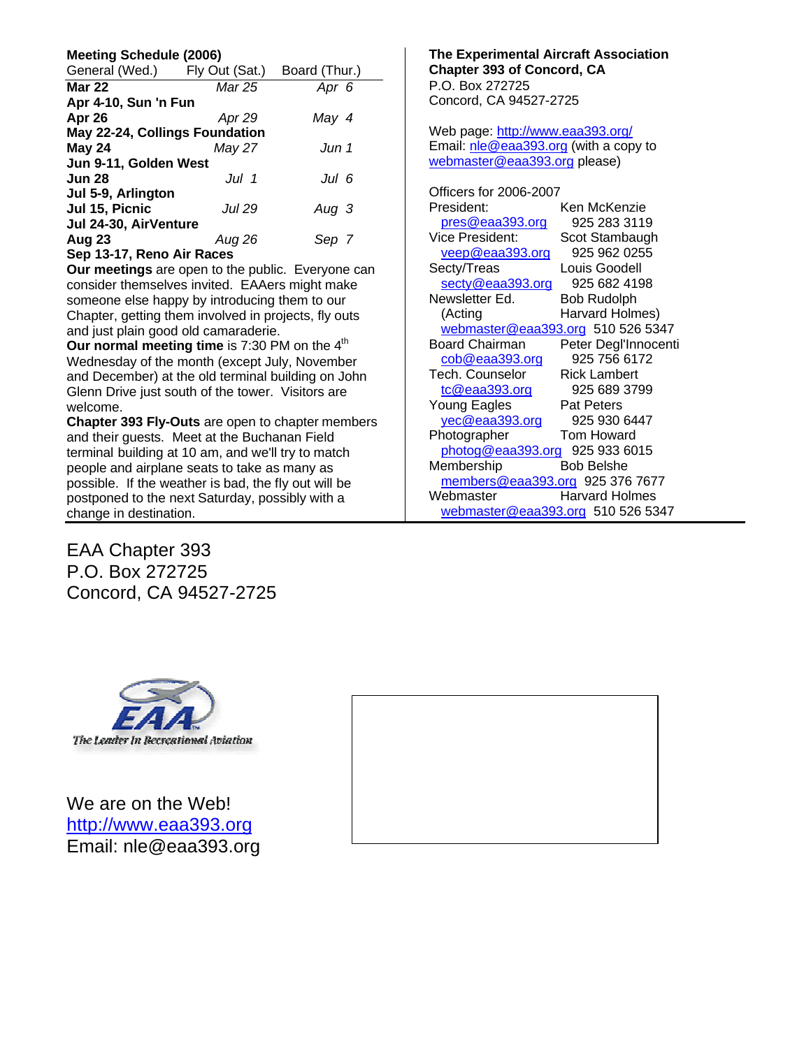**Meeting Schedule (2006)**

| General (Wed.) | Fly Out (Sat.) | Board (Thur.) |
|---|---|---|
| **Mar 22** | *Mar 25* | *Apr 6* |
| **Apr 4-10, Sun 'n Fun** | | |
| **Apr 26** | *Apr 29* | *May 4* |
| **May 22-24, Collings Foundation** | | |
| **May 24** | *May 27* | *Jun 1* |
| **Jun 9-11, Golden West** | | |
| **Jun 28** | *Jul 1* | *Jul 6* |
| **Jul 5-9, Arlington** | | |
| **Jul 15, Picnic** | *Jul 29* | *Aug 3* |
| **Jul 24-30, AirVenture** | | |
| **Aug 23** | *Aug 26* | *Sep 7* |
| **Sep 13-17, Reno Air Races** | | |

**Our meetings** are open to the public. Everyone can consider themselves invited. EAAers might make someone else happy by introducing them to our Chapter, getting them involved in projects, fly outs and just plain good old camaraderie.

**Our normal meeting time** is 7:30 PM on the 4th Wednesday of the month (except July, November and December) at the old terminal building on John Glenn Drive just south of the tower. Visitors are welcome.

**Chapter 393 Fly-Outs** are open to chapter members and their guests. Meet at the Buchanan Field terminal building at 10 am, and we'll try to match people and airplane seats to take as many as possible. If the weather is bad, the fly out will be postponed to the next Saturday, possibly with a change in destination.

**The Experimental Aircraft Association**
**Chapter 393 of Concord, CA**
P.O. Box 272725
Concord, CA 94527-2725

Web page: http://www.eaa393.org/
Email: nle@eaa393.org (with a copy to webmaster@eaa393.org please)

Officers for 2006-2007

| | | |
|---|---|---|
| President: | Ken McKenzie | |
| pres@eaa393.org | | 925 283 3119 |
| Vice President: | Scot Stambaugh | |
| veep@eaa393.org | | 925 962 0255 |
| Secty/Treas | Louis Goodell | |
| secty@eaa393.org | | 925 682 4198 |
| Newsletter Ed. | Bob Rudolph | |
| (Acting | Harvard Holmes) | |
| webmaster@eaa393.org | | 510 526 5347 |
| Board Chairman | Peter Degl'Innocenti | |
| cob@eaa393.org | | 925 756 6172 |
| Tech. Counselor | Rick Lambert | |
| tc@eaa393.org | | 925 689 3799 |
| Young Eagles | Pat Peters | |
| yec@eaa393.org | | 925 930 6447 |
| Photographer | Tom Howard | |
| photog@eaa393.org | | 925 933 6015 |
| Membership | Bob Belshe | |
| members@eaa393.org | | 925 376 7677 |
| Webmaster | Harvard Holmes | |
| webmaster@eaa393.org | | 510 526 5347 |

EAA Chapter 393
P.O. Box 272725
Concord, CA 94527-2725

EAA
The Leader In Recreational Aviation

We are on the Web!
http://www.eaa393.org
Email: nle@eaa393.org